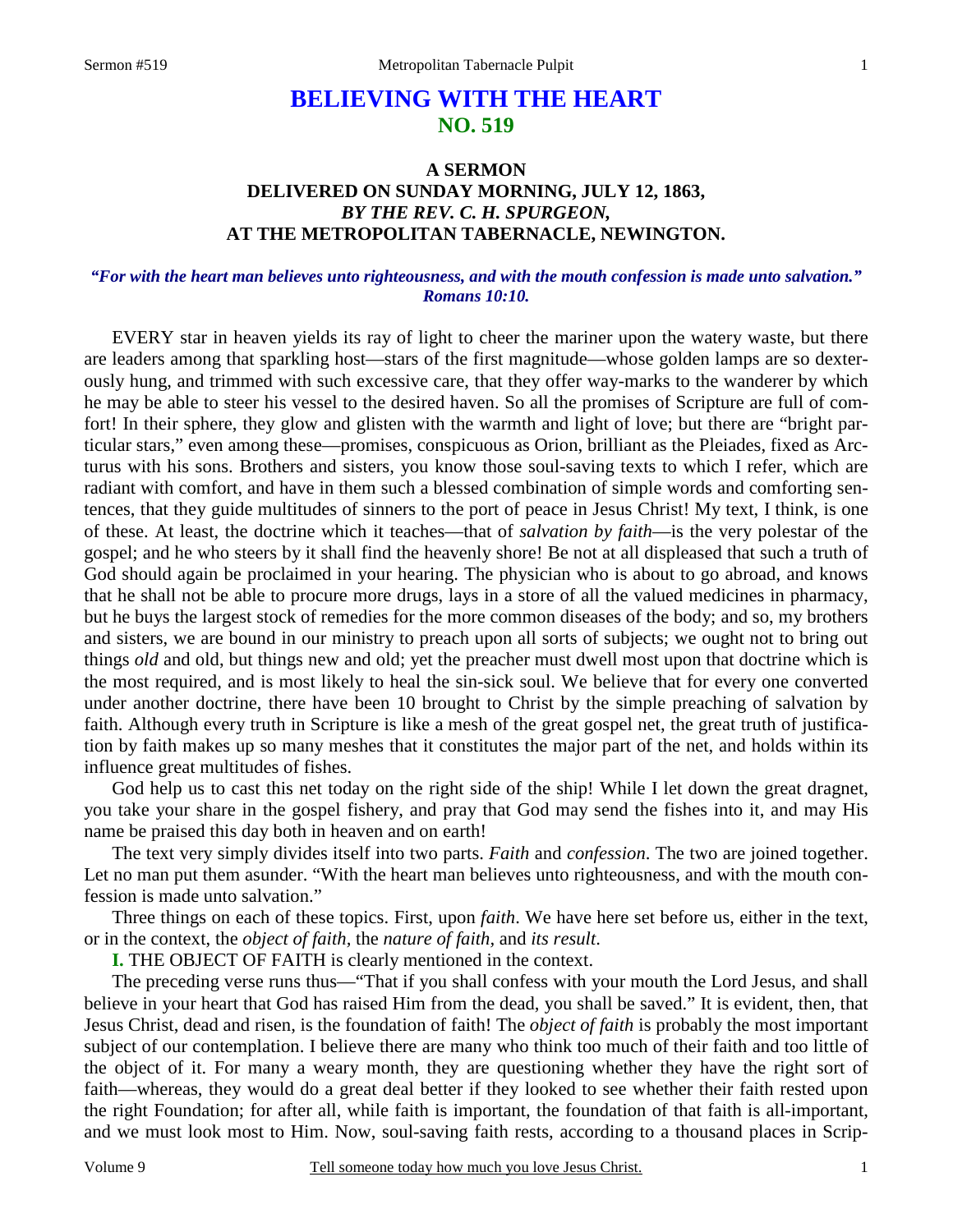# BELIEVING WITH THE HEART
## NO. 519

### A SERMON
### DELIVERED ON SUNDAY MORNING, JULY 12, 1863,
### *BY THE REV. C. H. SPURGEON,*
### AT THE METROPOLITAN TABERNACLE, NEWINGTON.

***"For with the heart man believes unto righteousness, and with the mouth confession is made unto salvation." Romans 10:10.***

EVERY star in heaven yields its ray of light to cheer the mariner upon the watery waste, but there are leaders among that sparkling host—stars of the first magnitude—whose golden lamps are so dexterously hung, and trimmed with such excessive care, that they offer way-marks to the wanderer by which he may be able to steer his vessel to the desired haven. So all the promises of Scripture are full of comfort! In their sphere, they glow and glisten with the warmth and light of love; but there are "bright particular stars," even among these—promises, conspicuous as Orion, brilliant as the Pleiades, fixed as Arcturus with his sons. Brothers and sisters, you know those soul-saving texts to which I refer, which are radiant with comfort, and have in them such a blessed combination of simple words and comforting sentences, that they guide multitudes of sinners to the port of peace in Jesus Christ! My text, I think, is one of these. At least, the doctrine which it teaches—that of *salvation by faith*—is the very polestar of the gospel; and he who steers by it shall find the heavenly shore! Be not at all displeased that such a truth of God should again be proclaimed in your hearing. The physician who is about to go abroad, and knows that he shall not be able to procure more drugs, lays in a store of all the valued medicines in pharmacy, but he buys the largest stock of remedies for the more common diseases of the body; and so, my brothers and sisters, we are bound in our ministry to preach upon all sorts of subjects; we ought not to bring out things *old* and old, but things new and old; yet the preacher must dwell most upon that doctrine which is the most required, and is most likely to heal the sin-sick soul. We believe that for every one converted under another doctrine, there have been 10 brought to Christ by the simple preaching of salvation by faith. Although every truth in Scripture is like a mesh of the great gospel net, the great truth of justification by faith makes up so many meshes that it constitutes the major part of the net, and holds within its influence great multitudes of fishes.

God help us to cast this net today on the right side of the ship! While I let down the great dragnet, you take your share in the gospel fishery, and pray that God may send the fishes into it, and may His name be praised this day both in heaven and on earth!

The text very simply divides itself into two parts. *Faith* and *confession*. The two are joined together. Let no man put them asunder. "With the heart man believes unto righteousness, and with the mouth confession is made unto salvation."

Three things on each of these topics. First, upon *faith*. We have here set before us, either in the text, or in the context, the *object of faith,* the *nature of faith,* and *its result*.

**I.** THE OBJECT OF FAITH is clearly mentioned in the context.

The preceding verse runs thus—"That if you shall confess with your mouth the Lord Jesus, and shall believe in your heart that God has raised Him from the dead, you shall be saved." It is evident, then, that Jesus Christ, dead and risen, is the foundation of faith! The *object of faith* is probably the most important subject of our contemplation. I believe there are many who think too much of their faith and too little of the object of it. For many a weary month, they are questioning whether they have the right sort of faith—whereas, they would do a great deal better if they looked to see whether their faith rested upon the right Foundation; for after all, while faith is important, the foundation of that faith is all-important, and we must look most to Him. Now, soul-saving faith rests, according to a thousand places in Scrip-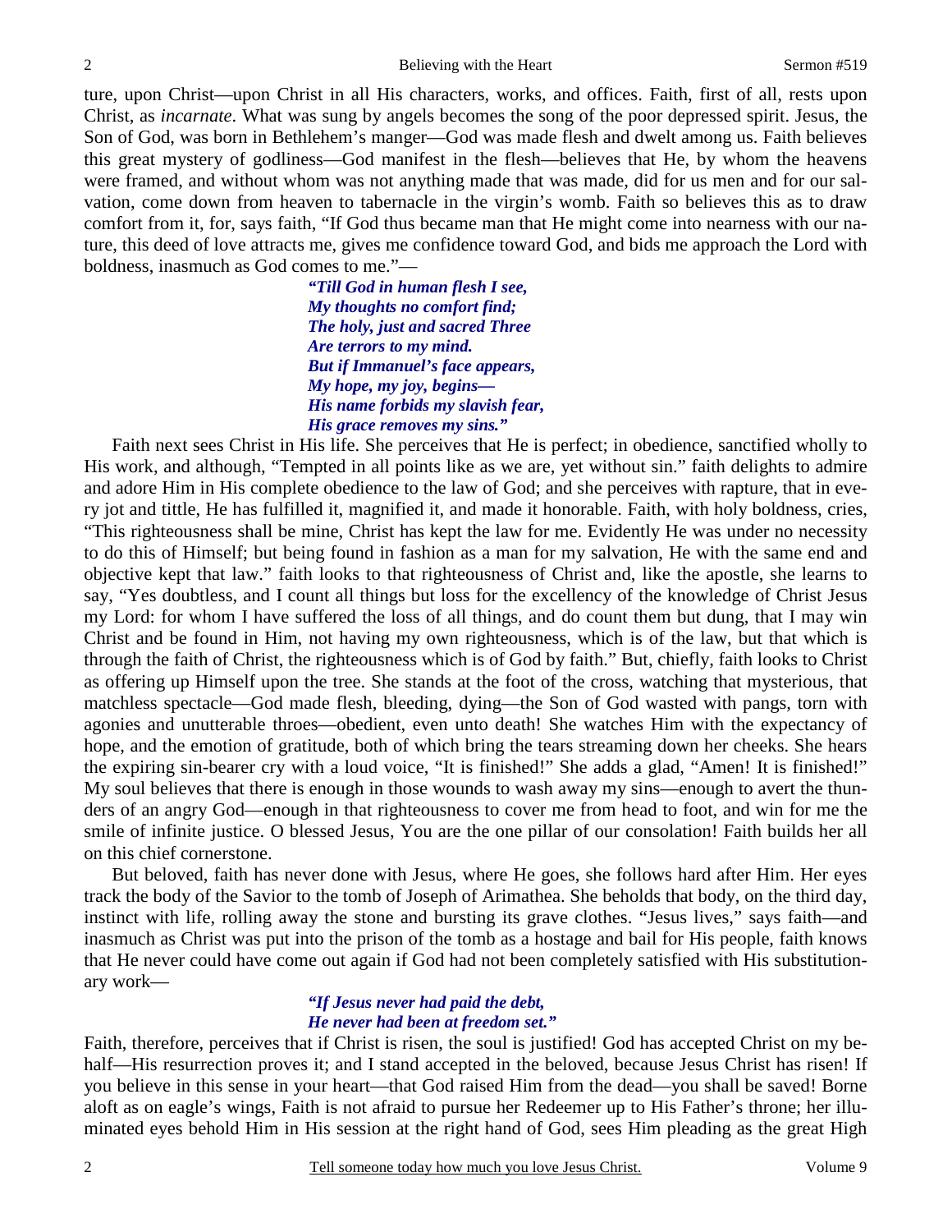ture, upon Christ—upon Christ in all His characters, works, and offices. Faith, first of all, rests upon Christ, as *incarnate*. What was sung by angels becomes the song of the poor depressed spirit. Jesus, the Son of God, was born in Bethlehem's manger—God was made flesh and dwelt among us. Faith believes this great mystery of godliness—God manifest in the flesh—believes that He, by whom the heavens were framed, and without whom was not anything made that was made, did for us men and for our salvation, come down from heaven to tabernacle in the virgin's womb. Faith so believes this as to draw comfort from it, for, says faith, "If God thus became man that He might come into nearness with our nature, this deed of love attracts me, gives me confidence toward God, and bids me approach the Lord with boldness, inasmuch as God comes to me."—

> ***"Till God in human flesh I see,***
> ***My thoughts no comfort find;***
> ***The holy, just and sacred Three***
> ***Are terrors to my mind.***
> ***But if Immanuel's face appears,***
> ***My hope, my joy, begins—***
> ***His name forbids my slavish fear,***
> ***His grace removes my sins."***

Faith next sees Christ in His life. She perceives that He is perfect; in obedience, sanctified wholly to His work, and although, "Tempted in all points like as we are, yet without sin." faith delights to admire and adore Him in His complete obedience to the law of God; and she perceives with rapture, that in every jot and tittle, He has fulfilled it, magnified it, and made it honorable. Faith, with holy boldness, cries, "This righteousness shall be mine, Christ has kept the law for me. Evidently He was under no necessity to do this of Himself; but being found in fashion as a man for my salvation, He with the same end and objective kept that law." faith looks to that righteousness of Christ and, like the apostle, she learns to say, "Yes doubtless, and I count all things but loss for the excellency of the knowledge of Christ Jesus my Lord: for whom I have suffered the loss of all things, and do count them but dung, that I may win Christ and be found in Him, not having my own righteousness, which is of the law, but that which is through the faith of Christ, the righteousness which is of God by faith." But, chiefly, faith looks to Christ as offering up Himself upon the tree. She stands at the foot of the cross, watching that mysterious, that matchless spectacle—God made flesh, bleeding, dying—the Son of God wasted with pangs, torn with agonies and unutterable throes—obedient, even unto death! She watches Him with the expectancy of hope, and the emotion of gratitude, both of which bring the tears streaming down her cheeks. She hears the expiring sin-bearer cry with a loud voice, "It is finished!" She adds a glad, "Amen! It is finished!" My soul believes that there is enough in those wounds to wash away my sins—enough to avert the thunders of an angry God—enough in that righteousness to cover me from head to foot, and win for me the smile of infinite justice. O blessed Jesus, You are the one pillar of our consolation! Faith builds her all on this chief cornerstone.

But beloved, faith has never done with Jesus, where He goes, she follows hard after Him. Her eyes track the body of the Savior to the tomb of Joseph of Arimathea. She beholds that body, on the third day, instinct with life, rolling away the stone and bursting its grave clothes. "Jesus lives," says faith—and inasmuch as Christ was put into the prison of the tomb as a hostage and bail for His people, faith knows that He never could have come out again if God had not been completely satisfied with His substitutionary work—

> ***"If Jesus never had paid the debt,***
> ***He never had been at freedom set."***

Faith, therefore, perceives that if Christ is risen, the soul is justified! God has accepted Christ on my behalf—His resurrection proves it; and I stand accepted in the beloved, because Jesus Christ has risen! If you believe in this sense in your heart—that God raised Him from the dead—you shall be saved! Borne aloft as on eagle's wings, Faith is not afraid to pursue her Redeemer up to His Father's throne; her illuminated eyes behold Him in His session at the right hand of God, sees Him pleading as the great High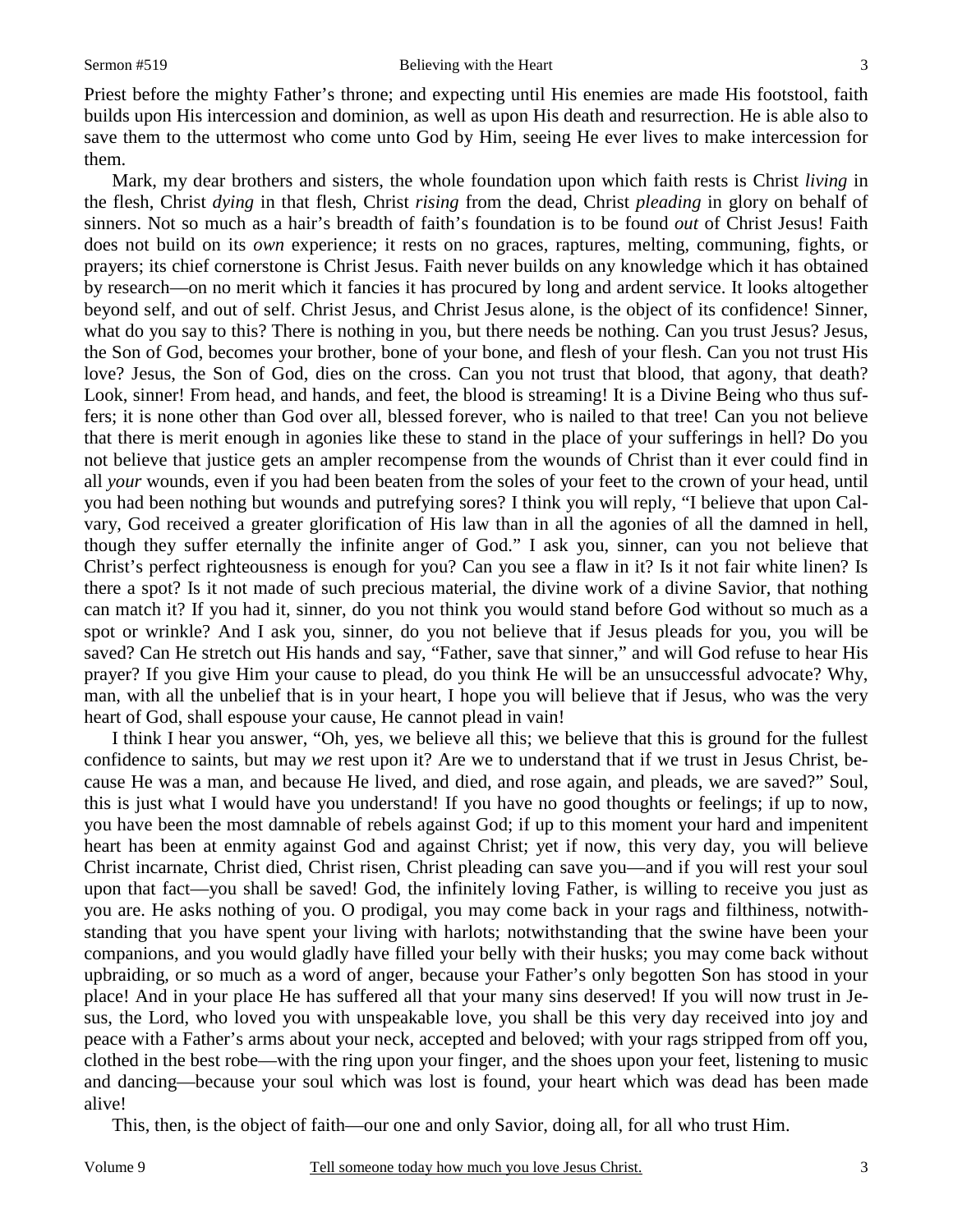Priest before the mighty Father's throne; and expecting until His enemies are made His footstool, faith builds upon His intercession and dominion, as well as upon His death and resurrection. He is able also to save them to the uttermost who come unto God by Him, seeing He ever lives to make intercession for them.

Mark, my dear brothers and sisters, the whole foundation upon which faith rests is Christ *living* in the flesh, Christ *dying* in that flesh, Christ *rising* from the dead, Christ *pleading* in glory on behalf of sinners. Not so much as a hair's breadth of faith's foundation is to be found *out* of Christ Jesus! Faith does not build on its *own* experience; it rests on no graces, raptures, melting, communing, fights, or prayers; its chief cornerstone is Christ Jesus. Faith never builds on any knowledge which it has obtained by research—on no merit which it fancies it has procured by long and ardent service. It looks altogether beyond self, and out of self. Christ Jesus, and Christ Jesus alone, is the object of its confidence! Sinner, what do you say to this? There is nothing in you, but there needs be nothing. Can you trust Jesus? Jesus, the Son of God, becomes your brother, bone of your bone, and flesh of your flesh. Can you not trust His love? Jesus, the Son of God, dies on the cross. Can you not trust that blood, that agony, that death? Look, sinner! From head, and hands, and feet, the blood is streaming! It is a Divine Being who thus suffers; it is none other than God over all, blessed forever, who is nailed to that tree! Can you not believe that there is merit enough in agonies like these to stand in the place of your sufferings in hell? Do you not believe that justice gets an ampler recompense from the wounds of Christ than it ever could find in all *your* wounds, even if you had been beaten from the soles of your feet to the crown of your head, until you had been nothing but wounds and putrefying sores? I think you will reply, "I believe that upon Calvary, God received a greater glorification of His law than in all the agonies of all the damned in hell, though they suffer eternally the infinite anger of God." I ask you, sinner, can you not believe that Christ's perfect righteousness is enough for you? Can you see a flaw in it? Is it not fair white linen? Is there a spot? Is it not made of such precious material, the divine work of a divine Savior, that nothing can match it? If you had it, sinner, do you not think you would stand before God without so much as a spot or wrinkle? And I ask you, sinner, do you not believe that if Jesus pleads for you, you will be saved? Can He stretch out His hands and say, "Father, save that sinner," and will God refuse to hear His prayer? If you give Him your cause to plead, do you think He will be an unsuccessful advocate? Why, man, with all the unbelief that is in your heart, I hope you will believe that if Jesus, who was the very heart of God, shall espouse your cause, He cannot plead in vain!

I think I hear you answer, "Oh, yes, we believe all this; we believe that this is ground for the fullest confidence to saints, but may *we* rest upon it? Are we to understand that if we trust in Jesus Christ, because He was a man, and because He lived, and died, and rose again, and pleads, we are saved?" Soul, this is just what I would have you understand! If you have no good thoughts or feelings; if up to now, you have been the most damnable of rebels against God; if up to this moment your hard and impenitent heart has been at enmity against God and against Christ; yet if now, this very day, you will believe Christ incarnate, Christ died, Christ risen, Christ pleading can save you—and if you will rest your soul upon that fact—you shall be saved! God, the infinitely loving Father, is willing to receive you just as you are. He asks nothing of you. O prodigal, you may come back in your rags and filthiness, notwithstanding that you have spent your living with harlots; notwithstanding that the swine have been your companions, and you would gladly have filled your belly with their husks; you may come back without upbraiding, or so much as a word of anger, because your Father's only begotten Son has stood in your place! And in your place He has suffered all that your many sins deserved! If you will now trust in Jesus, the Lord, who loved you with unspeakable love, you shall be this very day received into joy and peace with a Father's arms about your neck, accepted and beloved; with your rags stripped from off you, clothed in the best robe—with the ring upon your finger, and the shoes upon your feet, listening to music and dancing—because your soul which was lost is found, your heart which was dead has been made alive!

This, then, is the object of faith—our one and only Savior, doing all, for all who trust Him.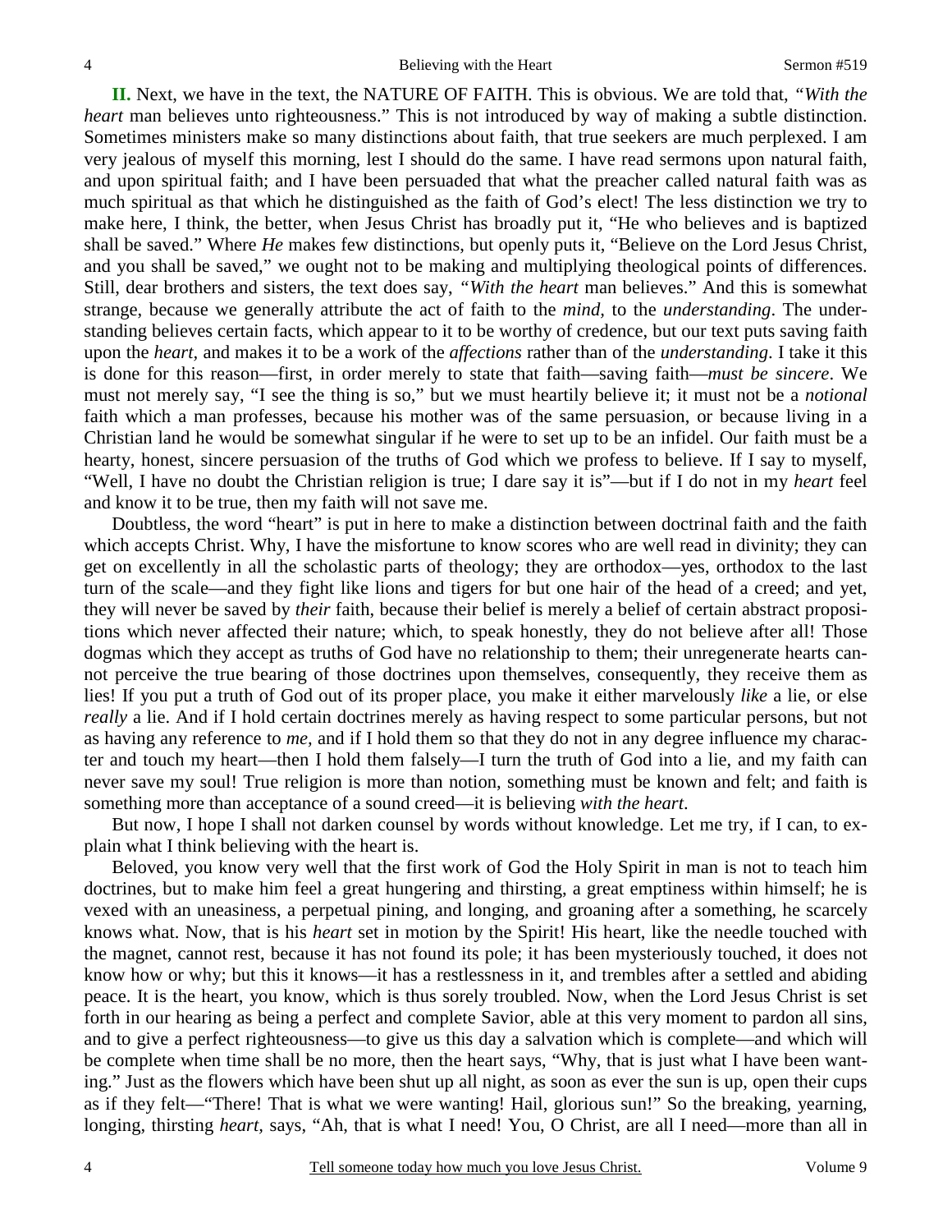**II.** Next, we have in the text, the NATURE OF FAITH. This is obvious. We are told that, *"With the heart* man believes unto righteousness." This is not introduced by way of making a subtle distinction. Sometimes ministers make so many distinctions about faith, that true seekers are much perplexed. I am very jealous of myself this morning, lest I should do the same. I have read sermons upon natural faith, and upon spiritual faith; and I have been persuaded that what the preacher called natural faith was as much spiritual as that which he distinguished as the faith of God's elect! The less distinction we try to make here, I think, the better, when Jesus Christ has broadly put it, "He who believes and is baptized shall be saved." Where *He* makes few distinctions, but openly puts it, "Believe on the Lord Jesus Christ, and you shall be saved," we ought not to be making and multiplying theological points of differences. Still, dear brothers and sisters, the text does say, *"With the heart* man believes." And this is somewhat strange, because we generally attribute the act of faith to the *mind,* to the *understanding*. The understanding believes certain facts, which appear to it to be worthy of credence, but our text puts saving faith upon the *heart,* and makes it to be a work of the *affections* rather than of the *understanding*. I take it this is done for this reason—first, in order merely to state that faith—saving faith—*must be sincere*. We must not merely say, "I see the thing is so," but we must heartily believe it; it must not be a *notional* faith which a man professes, because his mother was of the same persuasion, or because living in a Christian land he would be somewhat singular if he were to set up to be an infidel. Our faith must be a hearty, honest, sincere persuasion of the truths of God which we profess to believe. If I say to myself, "Well, I have no doubt the Christian religion is true; I dare say it is"—but if I do not in my *heart* feel and know it to be true, then my faith will not save me.

Doubtless, the word "heart" is put in here to make a distinction between doctrinal faith and the faith which accepts Christ. Why, I have the misfortune to know scores who are well read in divinity; they can get on excellently in all the scholastic parts of theology; they are orthodox—yes, orthodox to the last turn of the scale—and they fight like lions and tigers for but one hair of the head of a creed; and yet, they will never be saved by *their* faith, because their belief is merely a belief of certain abstract propositions which never affected their nature; which, to speak honestly, they do not believe after all! Those dogmas which they accept as truths of God have no relationship to them; their unregenerate hearts cannot perceive the true bearing of those doctrines upon themselves, consequently, they receive them as lies! If you put a truth of God out of its proper place, you make it either marvelously *like* a lie, or else *really* a lie. And if I hold certain doctrines merely as having respect to some particular persons, but not as having any reference to *me,* and if I hold them so that they do not in any degree influence my character and touch my heart—then I hold them falsely—I turn the truth of God into a lie, and my faith can never save my soul! True religion is more than notion, something must be known and felt; and faith is something more than acceptance of a sound creed—it is believing *with the heart*.

But now, I hope I shall not darken counsel by words without knowledge. Let me try, if I can, to explain what I think believing with the heart is.

Beloved, you know very well that the first work of God the Holy Spirit in man is not to teach him doctrines, but to make him feel a great hungering and thirsting, a great emptiness within himself; he is vexed with an uneasiness, a perpetual pining, and longing, and groaning after a something, he scarcely knows what. Now, that is his *heart* set in motion by the Spirit! His heart, like the needle touched with the magnet, cannot rest, because it has not found its pole; it has been mysteriously touched, it does not know how or why; but this it knows—it has a restlessness in it, and trembles after a settled and abiding peace. It is the heart, you know, which is thus sorely troubled. Now, when the Lord Jesus Christ is set forth in our hearing as being a perfect and complete Savior, able at this very moment to pardon all sins, and to give a perfect righteousness—to give us this day a salvation which is complete—and which will be complete when time shall be no more, then the heart says, "Why, that is just what I have been wanting." Just as the flowers which have been shut up all night, as soon as ever the sun is up, open their cups as if they felt—"There! That is what we were wanting! Hail, glorious sun!" So the breaking, yearning, longing, thirsting *heart,* says, "Ah, that is what I need! You, O Christ, are all I need—more than all in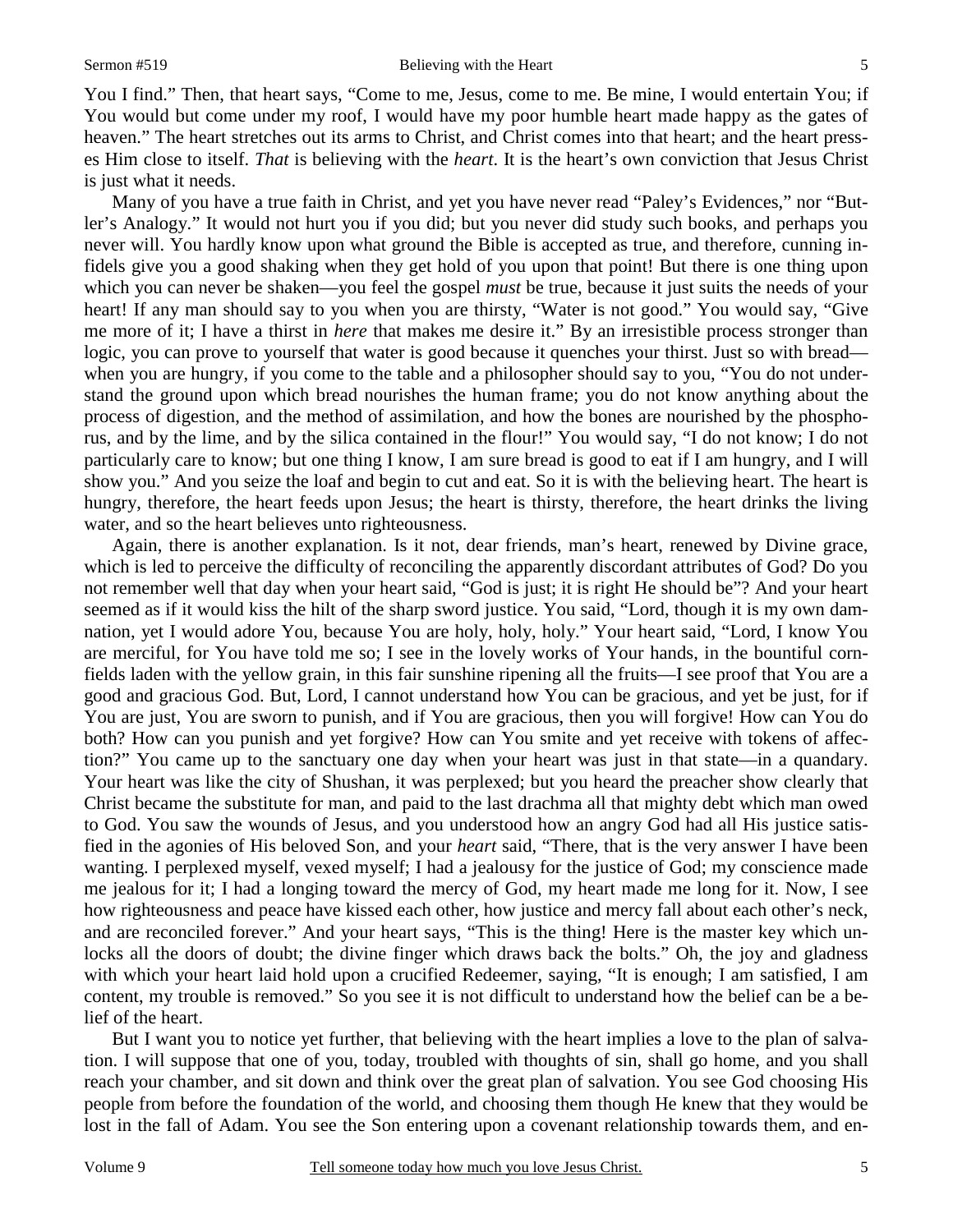You I find." Then, that heart says, "Come to me, Jesus, come to me. Be mine, I would entertain You; if You would but come under my roof, I would have my poor humble heart made happy as the gates of heaven." The heart stretches out its arms to Christ, and Christ comes into that heart; and the heart presses Him close to itself. *That* is believing with the *heart*. It is the heart's own conviction that Jesus Christ is just what it needs.

Many of you have a true faith in Christ, and yet you have never read "Paley's Evidences," nor "Butler's Analogy." It would not hurt you if you did; but you never did study such books, and perhaps you never will. You hardly know upon what ground the Bible is accepted as true, and therefore, cunning infidels give you a good shaking when they get hold of you upon that point! But there is one thing upon which you can never be shaken—you feel the gospel *must* be true, because it just suits the needs of your heart! If any man should say to you when you are thirsty, "Water is not good." You would say, "Give me more of it; I have a thirst in *here* that makes me desire it." By an irresistible process stronger than logic, you can prove to yourself that water is good because it quenches your thirst. Just so with bread—when you are hungry, if you come to the table and a philosopher should say to you, "You do not understand the ground upon which bread nourishes the human frame; you do not know anything about the process of digestion, and the method of assimilation, and how the bones are nourished by the phosphorus, and by the lime, and by the silica contained in the flour!" You would say, "I do not know; I do not particularly care to know; but one thing I know, I am sure bread is good to eat if I am hungry, and I will show you." And you seize the loaf and begin to cut and eat. So it is with the believing heart. The heart is hungry, therefore, the heart feeds upon Jesus; the heart is thirsty, therefore, the heart drinks the living water, and so the heart believes unto righteousness.

Again, there is another explanation. Is it not, dear friends, man's heart, renewed by Divine grace, which is led to perceive the difficulty of reconciling the apparently discordant attributes of God? Do you not remember well that day when your heart said, "God is just; it is right He should be"? And your heart seemed as if it would kiss the hilt of the sharp sword justice. You said, "Lord, though it is my own damnation, yet I would adore You, because You are holy, holy, holy." Your heart said, "Lord, I know You are merciful, for You have told me so; I see in the lovely works of Your hands, in the bountiful cornfields laden with the yellow grain, in this fair sunshine ripening all the fruits—I see proof that You are a good and gracious God. But, Lord, I cannot understand how You can be gracious, and yet be just, for if You are just, You are sworn to punish, and if You are gracious, then you will forgive! How can You do both? How can you punish and yet forgive? How can You smite and yet receive with tokens of affection?" You came up to the sanctuary one day when your heart was just in that state—in a quandary. Your heart was like the city of Shushan, it was perplexed; but you heard the preacher show clearly that Christ became the substitute for man, and paid to the last drachma all that mighty debt which man owed to God. You saw the wounds of Jesus, and you understood how an angry God had all His justice satisfied in the agonies of His beloved Son, and your *heart* said, "There, that is the very answer I have been wanting. I perplexed myself, vexed myself; I had a jealousy for the justice of God; my conscience made me jealous for it; I had a longing toward the mercy of God, my heart made me long for it. Now, I see how righteousness and peace have kissed each other, how justice and mercy fall about each other's neck, and are reconciled forever." And your heart says, "This is the thing! Here is the master key which unlocks all the doors of doubt; the divine finger which draws back the bolts." Oh, the joy and gladness with which your heart laid hold upon a crucified Redeemer, saying, "It is enough; I am satisfied, I am content, my trouble is removed." So you see it is not difficult to understand how the belief can be a belief of the heart.

But I want you to notice yet further, that believing with the heart implies a love to the plan of salvation. I will suppose that one of you, today, troubled with thoughts of sin, shall go home, and you shall reach your chamber, and sit down and think over the great plan of salvation. You see God choosing His people from before the foundation of the world, and choosing them though He knew that they would be lost in the fall of Adam. You see the Son entering upon a covenant relationship towards them, and en-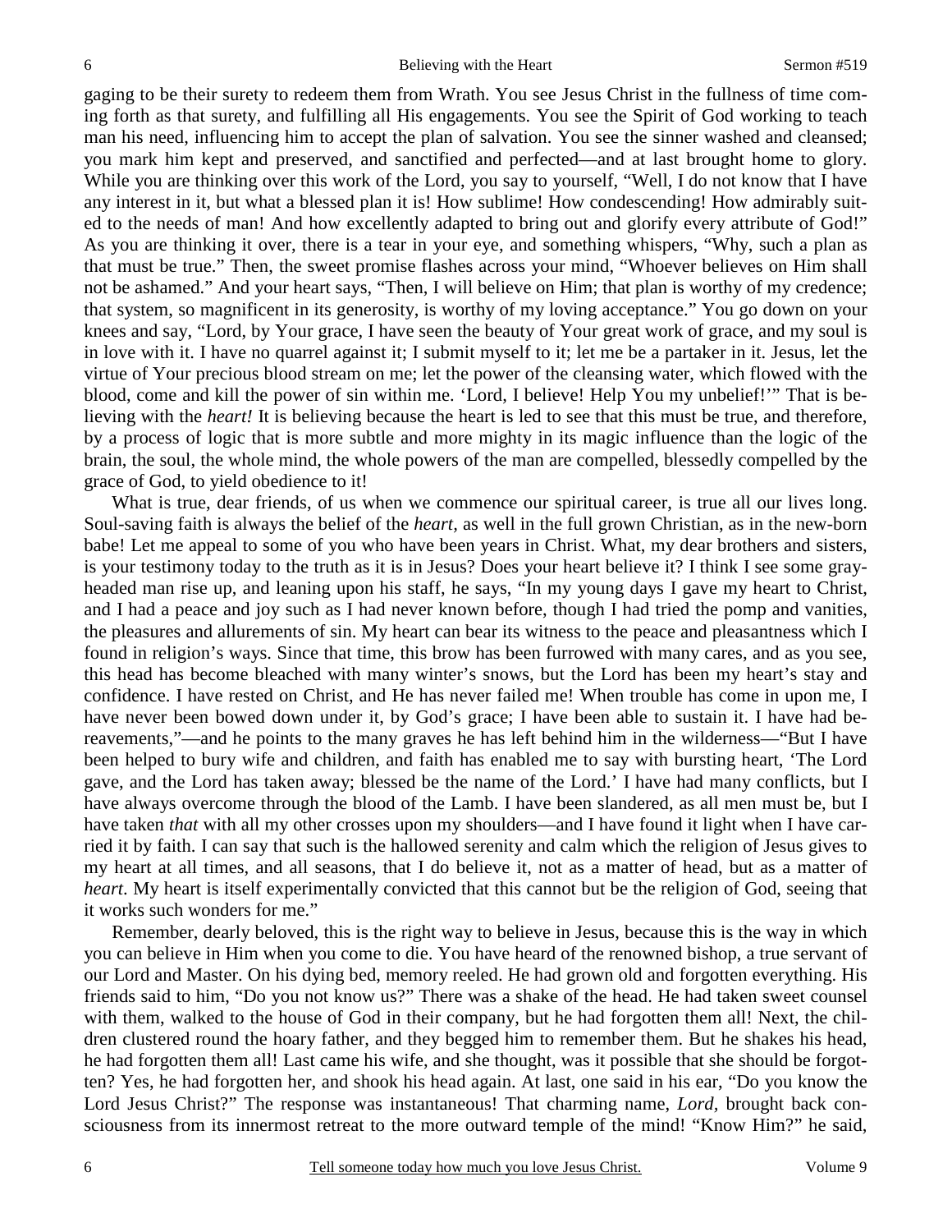gaging to be their surety to redeem them from Wrath. You see Jesus Christ in the fullness of time coming forth as that surety, and fulfilling all His engagements. You see the Spirit of God working to teach man his need, influencing him to accept the plan of salvation. You see the sinner washed and cleansed; you mark him kept and preserved, and sanctified and perfected—and at last brought home to glory. While you are thinking over this work of the Lord, you say to yourself, "Well, I do not know that I have any interest in it, but what a blessed plan it is! How sublime! How condescending! How admirably suited to the needs of man! And how excellently adapted to bring out and glorify every attribute of God!" As you are thinking it over, there is a tear in your eye, and something whispers, "Why, such a plan as that must be true." Then, the sweet promise flashes across your mind, "Whoever believes on Him shall not be ashamed." And your heart says, "Then, I will believe on Him; that plan is worthy of my credence; that system, so magnificent in its generosity, is worthy of my loving acceptance." You go down on your knees and say, "Lord, by Your grace, I have seen the beauty of Your great work of grace, and my soul is in love with it. I have no quarrel against it; I submit myself to it; let me be a partaker in it. Jesus, let the virtue of Your precious blood stream on me; let the power of the cleansing water, which flowed with the blood, come and kill the power of sin within me. 'Lord, I believe! Help You my unbelief!'" That is believing with the *heart!* It is believing because the heart is led to see that this must be true, and therefore, by a process of logic that is more subtle and more mighty in its magic influence than the logic of the brain, the soul, the whole mind, the whole powers of the man are compelled, blessedly compelled by the grace of God, to yield obedience to it!

What is true, dear friends, of us when we commence our spiritual career, is true all our lives long. Soul-saving faith is always the belief of the *heart,* as well in the full grown Christian, as in the new-born babe! Let me appeal to some of you who have been years in Christ. What, my dear brothers and sisters, is your testimony today to the truth as it is in Jesus? Does your heart believe it? I think I see some gray-headed man rise up, and leaning upon his staff, he says, "In my young days I gave my heart to Christ, and I had a peace and joy such as I had never known before, though I had tried the pomp and vanities, the pleasures and allurements of sin. My heart can bear its witness to the peace and pleasantness which I found in religion's ways. Since that time, this brow has been furrowed with many cares, and as you see, this head has become bleached with many winter's snows, but the Lord has been my heart's stay and confidence. I have rested on Christ, and He has never failed me! When trouble has come in upon me, I have never been bowed down under it, by God's grace; I have been able to sustain it. I have had bereavements,"—and he points to the many graves he has left behind him in the wilderness—"But I have been helped to bury wife and children, and faith has enabled me to say with bursting heart, 'The Lord gave, and the Lord has taken away; blessed be the name of the Lord.' I have had many conflicts, but I have always overcome through the blood of the Lamb. I have been slandered, as all men must be, but I have taken *that* with all my other crosses upon my shoulders—and I have found it light when I have carried it by faith. I can say that such is the hallowed serenity and calm which the religion of Jesus gives to my heart at all times, and all seasons, that I do believe it, not as a matter of head, but as a matter of *heart*. My heart is itself experimentally convicted that this cannot but be the religion of God, seeing that it works such wonders for me."

Remember, dearly beloved, this is the right way to believe in Jesus, because this is the way in which you can believe in Him when you come to die. You have heard of the renowned bishop, a true servant of our Lord and Master. On his dying bed, memory reeled. He had grown old and forgotten everything. His friends said to him, "Do you not know us?" There was a shake of the head. He had taken sweet counsel with them, walked to the house of God in their company, but he had forgotten them all! Next, the children clustered round the hoary father, and they begged him to remember them. But he shakes his head, he had forgotten them all! Last came his wife, and she thought, was it possible that she should be forgotten? Yes, he had forgotten her, and shook his head again. At last, one said in his ear, "Do you know the Lord Jesus Christ?" The response was instantaneous! That charming name, *Lord,* brought back consciousness from its innermost retreat to the more outward temple of the mind! "Know Him?" he said,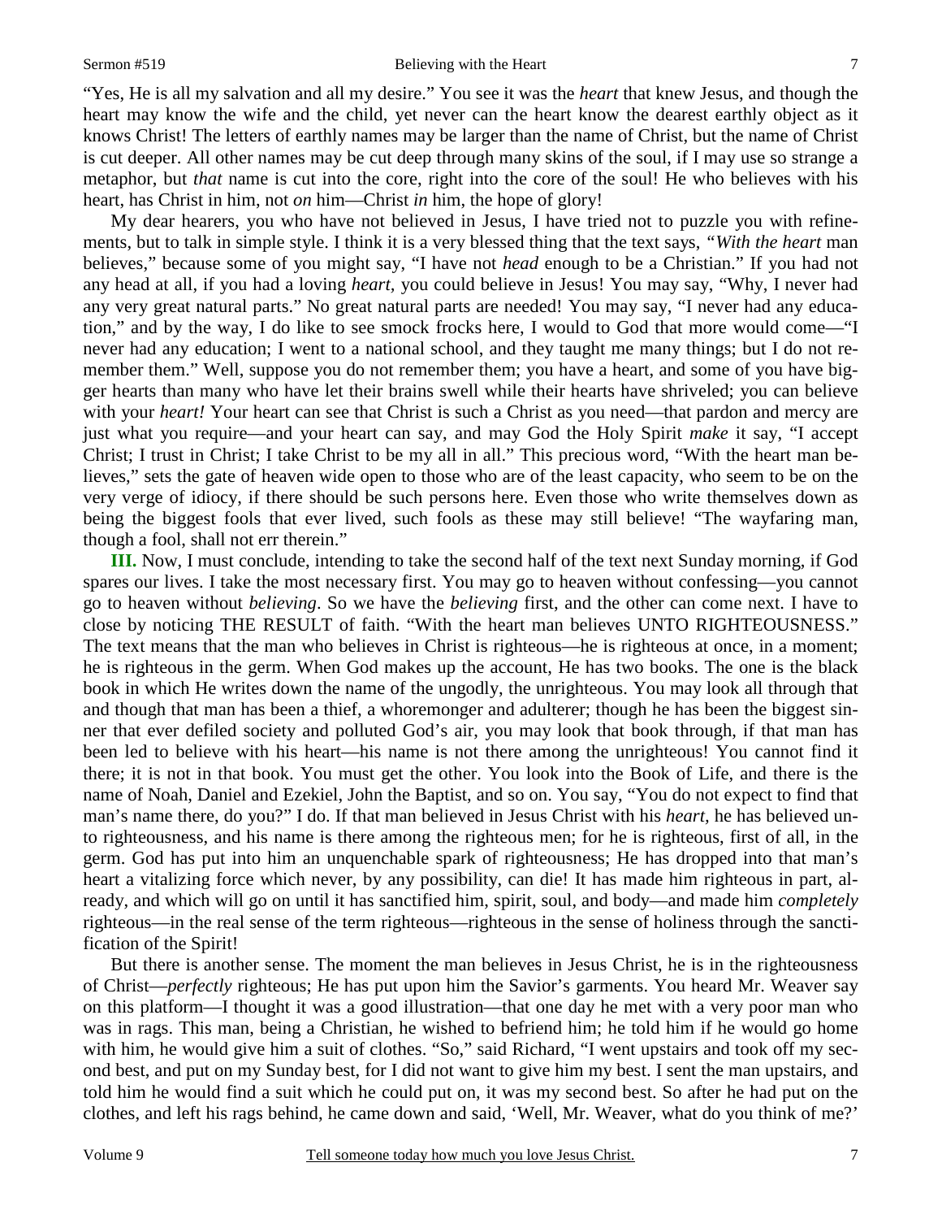"Yes, He is all my salvation and all my desire." You see it was the *heart* that knew Jesus, and though the heart may know the wife and the child, yet never can the heart know the dearest earthly object as it knows Christ! The letters of earthly names may be larger than the name of Christ, but the name of Christ is cut deeper. All other names may be cut deep through many skins of the soul, if I may use so strange a metaphor, but *that* name is cut into the core, right into the core of the soul! He who believes with his heart, has Christ in him, not *on* him—Christ *in* him, the hope of glory!

My dear hearers, you who have not believed in Jesus, I have tried not to puzzle you with refinements, but to talk in simple style. I think it is a very blessed thing that the text says, *"With the heart* man believes," because some of you might say, "I have not *head* enough to be a Christian." If you had not any head at all, if you had a loving *heart,* you could believe in Jesus! You may say, "Why, I never had any very great natural parts." No great natural parts are needed! You may say, "I never had any education," and by the way, I do like to see smock frocks here, I would to God that more would come—"I never had any education; I went to a national school, and they taught me many things; but I do not remember them." Well, suppose you do not remember them; you have a heart, and some of you have bigger hearts than many who have let their brains swell while their hearts have shriveled; you can believe with your *heart!* Your heart can see that Christ is such a Christ as you need—that pardon and mercy are just what you require—and your heart can say, and may God the Holy Spirit *make* it say, "I accept Christ; I trust in Christ; I take Christ to be my all in all." This precious word, "With the heart man believes," sets the gate of heaven wide open to those who are of the least capacity, who seem to be on the very verge of idiocy, if there should be such persons here. Even those who write themselves down as being the biggest fools that ever lived, such fools as these may still believe! "The wayfaring man, though a fool, shall not err therein."

**III.** Now, I must conclude, intending to take the second half of the text next Sunday morning, if God spares our lives. I take the most necessary first. You may go to heaven without confessing—you cannot go to heaven without *believing*. So we have the *believing* first, and the other can come next. I have to close by noticing THE RESULT of faith. "With the heart man believes UNTO RIGHTEOUSNESS." The text means that the man who believes in Christ is righteous—he is righteous at once, in a moment; he is righteous in the germ. When God makes up the account, He has two books. The one is the black book in which He writes down the name of the ungodly, the unrighteous. You may look all through that and though that man has been a thief, a whoremonger and adulterer; though he has been the biggest sinner that ever defiled society and polluted God's air, you may look that book through, if that man has been led to believe with his heart—his name is not there among the unrighteous! You cannot find it there; it is not in that book. You must get the other. You look into the Book of Life, and there is the name of Noah, Daniel and Ezekiel, John the Baptist, and so on. You say, "You do not expect to find that man's name there, do you?" I do. If that man believed in Jesus Christ with his *heart,* he has believed unto righteousness, and his name is there among the righteous men; for he is righteous, first of all, in the germ. God has put into him an unquenchable spark of righteousness; He has dropped into that man's heart a vitalizing force which never, by any possibility, can die! It has made him righteous in part, already, and which will go on until it has sanctified him, spirit, soul, and body—and made him *completely* righteous—in the real sense of the term righteous—righteous in the sense of holiness through the sanctification of the Spirit!

But there is another sense. The moment the man believes in Jesus Christ, he is in the righteousness of Christ—*perfectly* righteous; He has put upon him the Savior's garments. You heard Mr. Weaver say on this platform—I thought it was a good illustration—that one day he met with a very poor man who was in rags. This man, being a Christian, he wished to befriend him; he told him if he would go home with him, he would give him a suit of clothes. "So," said Richard, "I went upstairs and took off my second best, and put on my Sunday best, for I did not want to give him my best. I sent the man upstairs, and told him he would find a suit which he could put on, it was my second best. So after he had put on the clothes, and left his rags behind, he came down and said, 'Well, Mr. Weaver, what do you think of me?'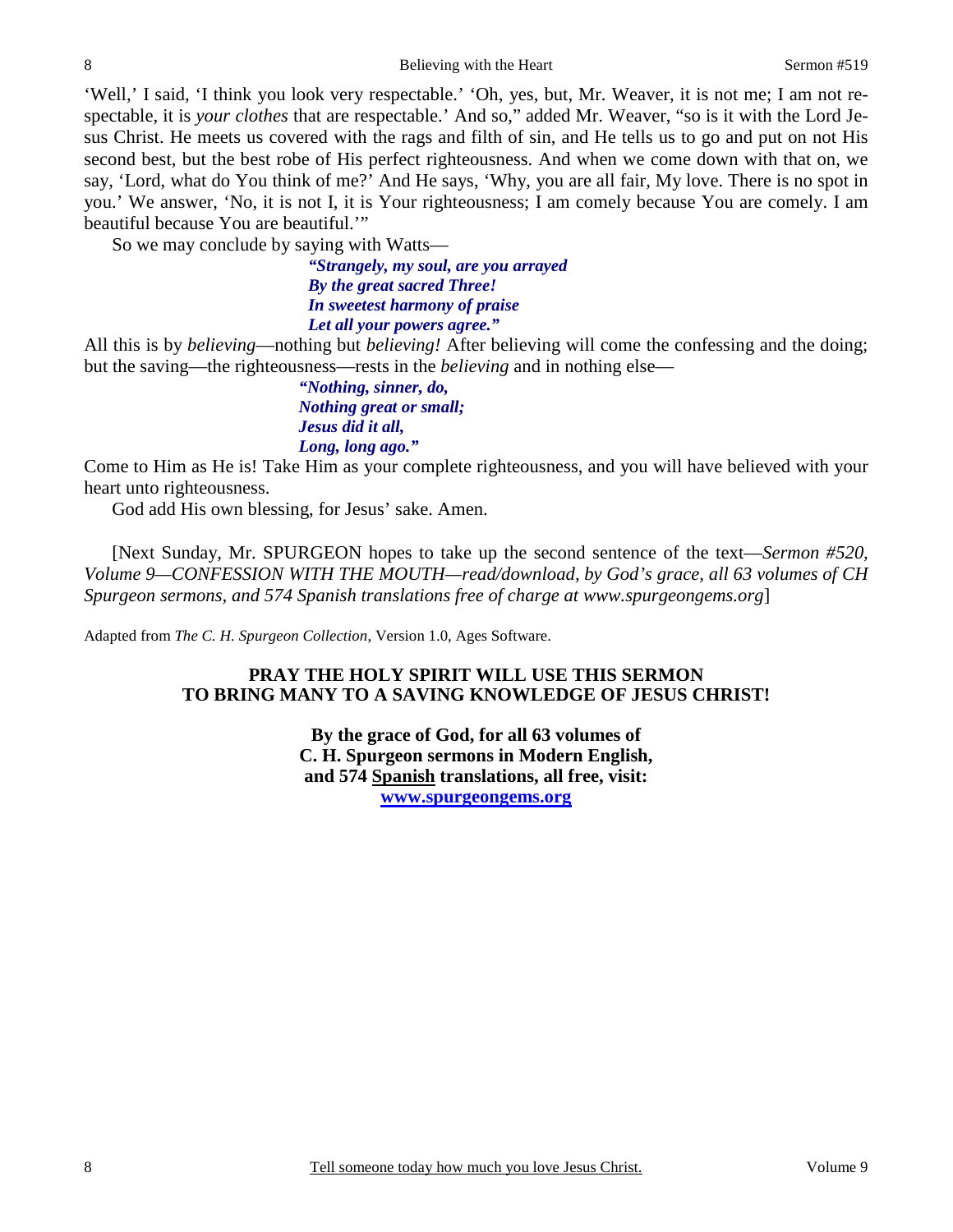'Well,' I said, 'I think you look very respectable.' 'Oh, yes, but, Mr. Weaver, it is not me; I am not respectable, it is *your clothes* that are respectable.' And so," added Mr. Weaver, "so is it with the Lord Jesus Christ. He meets us covered with the rags and filth of sin, and He tells us to go and put on not His second best, but the best robe of His perfect righteousness. And when we come down with that on, we say, 'Lord, what do You think of me?' And He says, 'Why, you are all fair, My love. There is no spot in you.' We answer, 'No, it is not I, it is Your righteousness; I am comely because You are comely. I am beautiful because You are beautiful.'"

So we may conclude by saying with Watts—

> ***"Strangely, my soul, are you arrayed***
> ***By the great sacred Three!***
> ***In sweetest harmony of praise***
> ***Let all your powers agree."***

All this is by *believing*—nothing but *believing!* After believing will come the confessing and the doing; but the saving—the righteousness—rests in the *believing* and in nothing else—

> ***"Nothing, sinner, do,***
> ***Nothing great or small;***
> ***Jesus did it all,***
> ***Long, long ago."***

Come to Him as He is! Take Him as your complete righteousness, and you will have believed with your heart unto righteousness.

God add His own blessing, for Jesus' sake. Amen.

[Next Sunday, Mr. SPURGEON hopes to take up the second sentence of the text—*Sermon #520, Volume 9—CONFESSION WITH THE MOUTH—read/download, by God's grace, all 63 volumes of CH Spurgeon sermons, and 574 Spanish translations free of charge at www.spurgeongems.org*]

Adapted from *The C. H. Spurgeon Collection,* Version 1.0, Ages Software.

**PRAY THE HOLY SPIRIT WILL USE THIS SERMON TO BRING MANY TO A SAVING KNOWLEDGE OF JESUS CHRIST!**

**By the grace of God, for all 63 volumes of C. H. Spurgeon sermons in Modern English, and 574 Spanish translations, all free, visit: www.spurgeongems.org**

Tell someone today how much you love Jesus Christ.